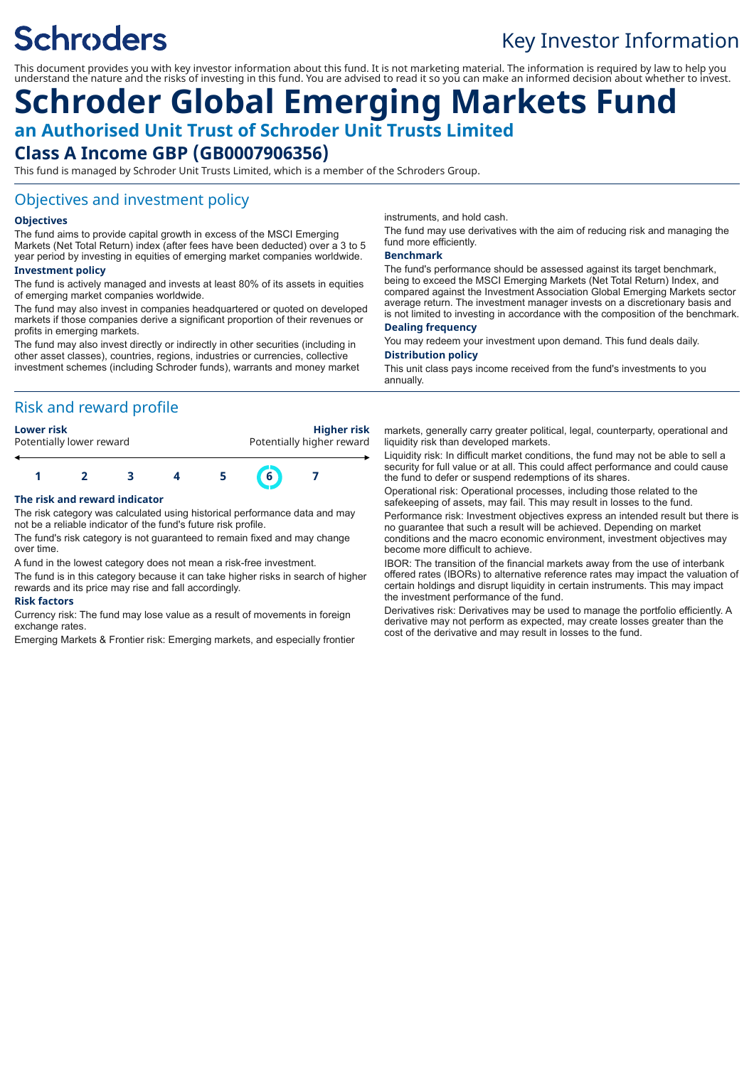Schroders

Key Investor Information

This document provides you with key investor information about this fund. It is not marketing material. The information is required by law to help you understand the nature and the risks of investing in this fund. You are advised to read it so you can make an informed decision about whether to invest.

# Schroder Global Emerging Markets Fund

## an Authorised Unit Trust of Schroder Unit Trusts Limited

## Class A Income GBP (GB0007906356)

This fund is managed by Schroder Unit Trusts Limited, which is a member of the Schroders Group.

## Objectives and investment policy

### Objectives

The fund aims to provide capital growth in excess of the MSCI Emerging Markets (Net Total Return) index (after fees have been deducted) over a 3 to 5 year period by investing in equities of emerging market companies worldwide.

### Investment policy

The fund is actively managed and invests at least 80% of its assets in equities of emerging market companies worldwide.

The fund may also invest in companies headquartered or quoted on developed markets if those companies derive a significant proportion of their revenues or profits in emerging markets.

The fund may also invest directly or indirectly in other securities (including in other asset classes), countries, regions, industries or currencies, collective investment schemes (including Schroder funds), warrants and money market instruments, and hold cash.

The fund may use derivatives with the aim of reducing risk and managing the fund more efficiently.

### Benchmark

The fund's performance should be assessed against its target benchmark, being to exceed the MSCI Emerging Markets (Net Total Return) Index, and compared against the Investment Association Global Emerging Markets sector average return. The investment manager invests on a discretionary basis and is not limited to investing in accordance with the composition of the benchmark.

### Dealing frequency

You may redeem your investment upon demand. This fund deals daily.

### Distribution policy

This unit class pays income received from the fund's investments to you annually.

## Risk and reward profile

**Lower risk** Potentially lower reward — **Higher risk** Potentially higher reward

| 1 | 2 | 3 | 4 | 5 | **6** | 7 |
|---|---|---|---|---|---|---|

### The risk and reward indicator

The risk category was calculated using historical performance data and may not be a reliable indicator of the fund's future risk profile.

The fund's risk category is not guaranteed to remain fixed and may change over time.

A fund in the lowest category does not mean a risk-free investment.

The fund is in this category because it can take higher risks in search of higher rewards and its price may rise and fall accordingly.

### Risk factors

Currency risk: The fund may lose value as a result of movements in foreign exchange rates.

Emerging Markets & Frontier risk: Emerging markets, and especially frontier markets, generally carry greater political, legal, counterparty, operational and liquidity risk than developed markets.

Liquidity risk: In difficult market conditions, the fund may not be able to sell a security for full value or at all. This could affect performance and could cause the fund to defer or suspend redemptions of its shares.

Operational risk: Operational processes, including those related to the safekeeping of assets, may fail. This may result in losses to the fund.

Performance risk: Investment objectives express an intended result but there is no guarantee that such a result will be achieved. Depending on market conditions and the macro economic environment, investment objectives may become more difficult to achieve.

IBOR: The transition of the financial markets away from the use of interbank offered rates (IBORs) to alternative reference rates may impact the valuation of certain holdings and disrupt liquidity in certain instruments. This may impact the investment performance of the fund.

Derivatives risk: Derivatives may be used to manage the portfolio efficiently. A derivative may not perform as expected, may create losses greater than the cost of the derivative and may result in losses to the fund.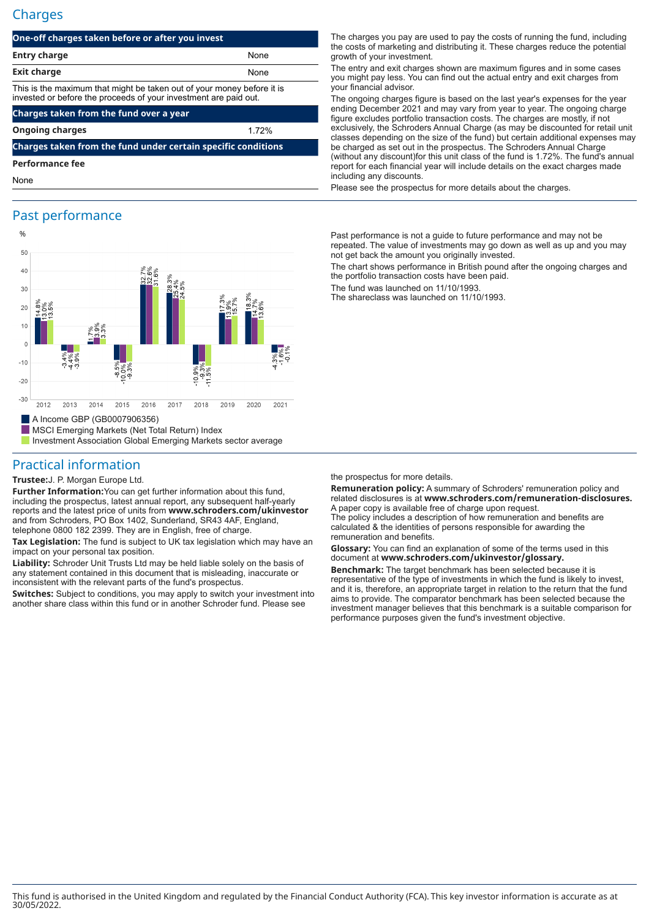## Charges

| One-off charges taken before or after you invest | |
|---|---|
| **Entry charge** | None |
| **Exit charge** | None |
| This is the maximum that might be taken out of your money before it is invested or before the proceeds of your investment are paid out. | |
| **Charges taken from the fund over a year** | |
| **Ongoing charges** | 1.72% |
| **Charges taken from the fund under certain specific conditions** | |
| **Performance fee** | |
| None | |

The charges you pay are used to pay the costs of running the fund, including the costs of marketing and distributing it. These charges reduce the potential growth of your investment.

The entry and exit charges shown are maximum figures and in some cases you might pay less. You can find out the actual entry and exit charges from your financial advisor.

The ongoing charges figure is based on the last year's expenses for the year ending December 2021 and may vary from year to year. The ongoing charge figure excludes portfolio transaction costs. The charges are mostly, if not exclusively, the Schroders Annual Charge (as may be discounted for retail unit classes depending on the size of the fund) but certain additional expenses may be charged as set out in the prospectus. The Schroders Annual Charge (without any discount)for this unit class of the fund is 1.72%. The fund's annual report for each financial year will include details on the exact charges made including any discounts.

Please see the prospectus for more details about the charges.

## Past performance

%

50
40
30
20
10
0
-10
-20
-30

2012: 14.8%, 13.0%, 13.5%
2013: -3.4%, -4.4%, -3.9%
2014: 1.7%, 3.9%, 3.3%
2015: -8.5%, -10.0%, -9.3%
2016: 32.7%, 32.6%, 31.6%
2017: 28.3%, 25.4%, 24.5%
2018: -10.9%, -9.3%, -11.5%
2019: 17.3%, 13.9%, 15.7%
2020: 18.3%, 14.7%, 13.6%
2021: -4.3%, -1.6%, -0.1%

A Income GBP (GB0007906356)
MSCI Emerging Markets (Net Total Return) Index
Investment Association Global Emerging Markets sector average

Past performance is not a guide to future performance and may not be repeated. The value of investments may go down as well as up and you may not get back the amount you originally invested.

The chart shows performance in British pound after the ongoing charges and the portfolio transaction costs have been paid.

The fund was launched on 11/10/1993.
The shareclass was launched on 11/10/1993.

## Practical information

**Trustee:** J. P. Morgan Europe Ltd.

**Further Information:** You can get further information about this fund, including the prospectus, latest annual report, any subsequent half-yearly reports and the latest price of units from **www.schroders.com/ukinvestor** and from Schroders, PO Box 1402, Sunderland, SR43 4AF, England, telephone 0800 182 2399. They are in English, free of charge.

**Tax Legislation:** The fund is subject to UK tax legislation which may have an impact on your personal tax position.

**Liability:** Schroder Unit Trusts Ltd may be held liable solely on the basis of any statement contained in this document that is misleading, inaccurate or inconsistent with the relevant parts of the fund's prospectus.

**Switches:** Subject to conditions, you may apply to switch your investment into another share class within this fund or in another Schroder fund. Please see the prospectus for more details.

**Remuneration policy:** A summary of Schroders' remuneration policy and related disclosures is at **www.schroders.com/remuneration-disclosures.** A paper copy is available free of charge upon request. The policy includes a description of how remuneration and benefits are calculated & the identities of persons responsible for awarding the remuneration and benefits.

**Glossary:** You can find an explanation of some of the terms used in this document at **www.schroders.com/ukinvestor/glossary.**

**Benchmark:** The target benchmark has been selected because it is representative of the type of investments in which the fund is likely to invest, and it is, therefore, an appropriate target in relation to the return that the fund aims to provide. The comparator benchmark has been selected because the investment manager believes that this benchmark is a suitable comparison for performance purposes given the fund's investment objective.

This fund is authorised in the United Kingdom and regulated by the Financial Conduct Authority (FCA). This key investor information is accurate as at 30/05/2022.